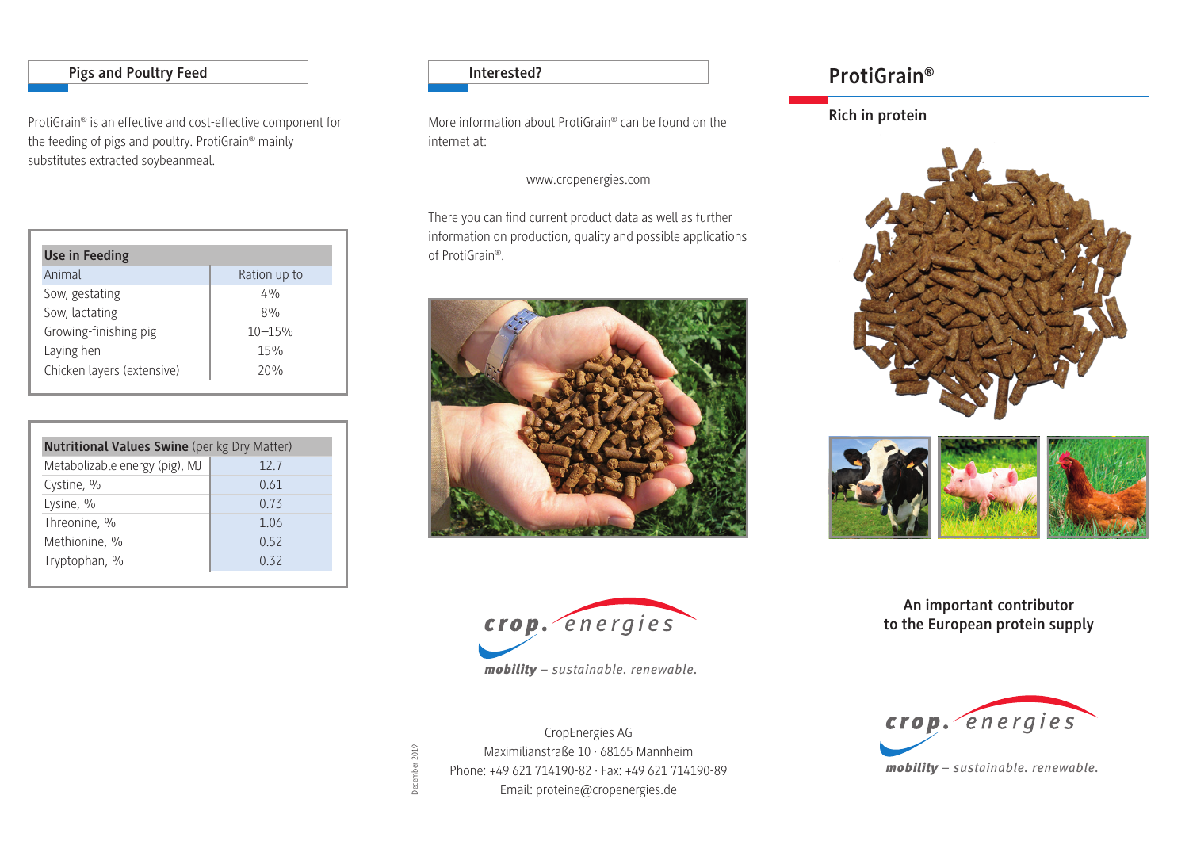## Pigs and Poultry Feed

ProtiGrain® is an effective and cost-effective component for the feeding of pigs and poultry. ProtiGrain® mainly substitutes extracted soybeanmeal.

| Use in Feeding | |
|---|---|
| Animal | Ration up to |
| Sow, gestating | 4% |
| Sow, lactating | 8% |
| Growing-finishing pig | 10–15% |
| Laying hen | 15% |
| Chicken layers (extensive) | 20% |

| **Nutritional Values Swine** (per kg Dry Matter) | |
|---|---|
| Metabolizable energy (pig), MJ | 12.7 |
| Cystine, % | 0.61 |
| Lysine, % | 0.73 |
| Threonine, % | 1.06 |
| Methionine, % | 0.52 |
| Tryptophan, % | 0.32 |

## Interested?

More information about ProtiGrain® can be found on the internet at:

www.cropenergies.com

There you can find current product data as well as further information on production, quality and possible applications of ProtiGrain®.

crop. energies
*mobility – sustainable. renewable.*

CropEnergies AG
Maximilianstraße 10 · 68165 Mannheim
Phone: +49 621 714190-82 · Fax: +49 621 714190-89
Email: proteine@cropenergies.de

December 2019

# ProtiGrain®

## Rich in protein

**An important contributor to the European protein supply**

crop. energies
*mobility – sustainable. renewable.*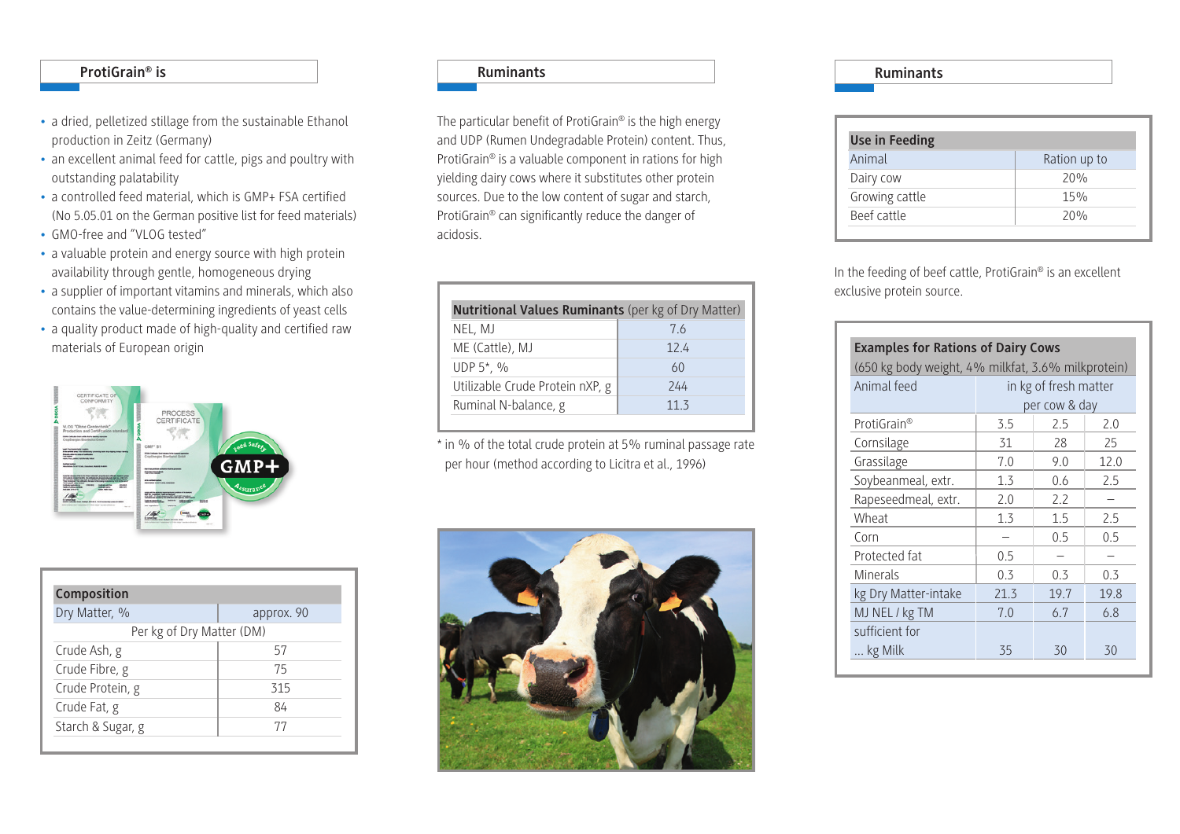## ProtiGrain® is

- a dried, pelletized stillage from the sustainable Ethanol production in Zeitz (Germany)
- an excellent animal feed for cattle, pigs and poultry with outstanding palatability
- a controlled feed material, which is GMP+ FSA certified (No 5.05.01 on the German positive list for feed materials)
- GMO-free and "VLOG tested"
- a valuable protein and energy source with high protein availability through gentle, homogeneous drying
- a supplier of important vitamins and minerals, which also contains the value-determining ingredients of yeast cells
- a quality product made of high-quality and certified raw materials of European origin

| Composition | |
|---|---|
| Dry Matter, % | approx. 90 |
| Per kg of Dry Matter (DM) | |
| Crude Ash, g | 57 |
| Crude Fibre, g | 75 |
| Crude Protein, g | 315 |
| Crude Fat, g | 84 |
| Starch & Sugar, g | 77 |

## Ruminants

The particular benefit of ProtiGrain® is the high energy and UDP (Rumen Undegradable Protein) content. Thus, ProtiGrain® is a valuable component in rations for high yielding dairy cows where it substitutes other protein sources. Due to the low content of sugar and starch, ProtiGrain® can significantly reduce the danger of acidosis.

| **Nutritional Values Ruminants** (per kg of Dry Matter) | |
|---|---|
| NEL, MJ | 7.6 |
| ME (Cattle), MJ | 12.4 |
| UDP 5*, % | 60 |
| Utilizable Crude Protein nXP, g | 244 |
| Ruminal N-balance, g | 11.3 |

\* in % of the total crude protein at 5% ruminal passage rate per hour (method according to Licitra et al., 1996)

## Ruminants

| Use in Feeding | |
|---|---|
| Animal | Ration up to |
| Dairy cow | 20% |
| Growing cattle | 15% |
| Beef cattle | 20% |

In the feeding of beef cattle, ProtiGrain® is an excellent exclusive protein source.

| Examples for Rations of Dairy Cows (650 kg body weight, 4% milkfat, 3.6% milkprotein) | | | |
|---|---|---|---|
| Animal feed | in kg of fresh matter per cow & day | | |
| ProtiGrain® | 3.5 | 2.5 | 2.0 |
| Cornsilage | 31 | 28 | 25 |
| Grassilage | 7.0 | 9.0 | 12.0 |
| Soybeanmeal, extr. | 1.3 | 0.6 | 2.5 |
| Rapeseedmeal, extr. | 2.0 | 2.2 | – |
| Wheat | 1.3 | 1.5 | 2.5 |
| Corn | – | 0.5 | 0.5 |
| Protected fat | 0.5 | – | – |
| Minerals | 0.3 | 0.3 | 0.3 |
| kg Dry Matter-intake | 21.3 | 19.7 | 19.8 |
| MJ NEL / kg TM | 7.0 | 6.7 | 6.8 |
| sufficient for ... kg Milk | 35 | 30 | 30 |